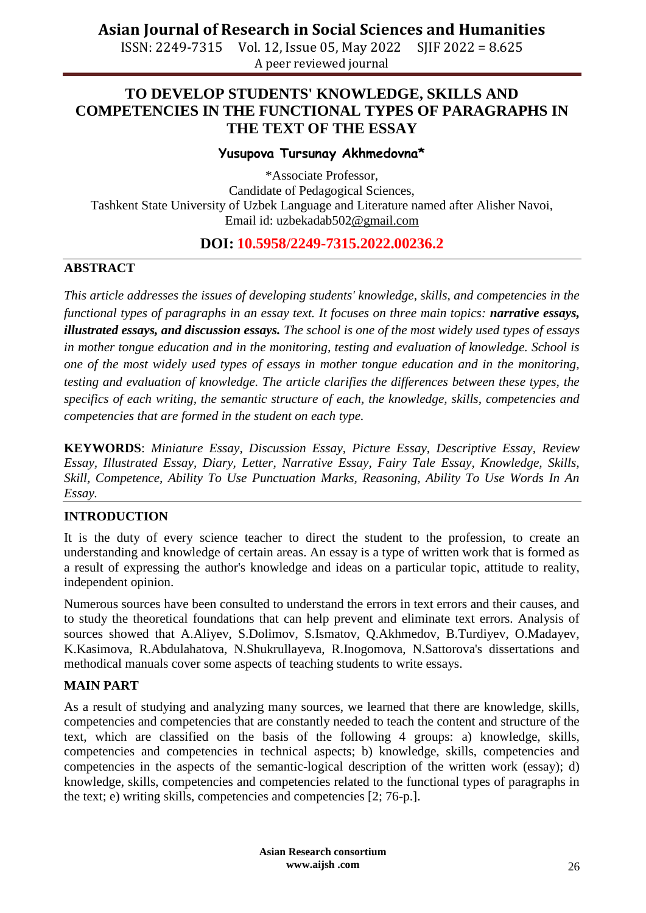# TO DEVELOP STUDENTS' KNOWLEDGE, SKILLS AND COMPETENCIES IN THE FUNCTIONAL TYPES OF PARAGRAPHS IN THE TEXT OF THE ESSAY

**Yusupova Tursunay Akhmedovna***

*Associate Professor,
Candidate of Pedagogical Sciences,
Tashkent State University of Uzbek Language and Literature named after Alisher Navoi,
Email id: uzbekadab502@gmail.com

**DOI: 10.5958/2249-7315.2022.00236.2**

## ABSTRACT

*This article addresses the issues of developing students' knowledge, skills, and competencies in the functional types of paragraphs in an essay text. It focuses on three main topics:* ***narrative essays, illustrated essays, and discussion essays.*** *The school is one of the most widely used types of essays in mother tongue education and in the monitoring, testing and evaluation of knowledge. School is one of the most widely used types of essays in mother tongue education and in the monitoring, testing and evaluation of knowledge. The article clarifies the differences between these types, the specifics of each writing, the semantic structure of each, the knowledge, skills, competencies and competencies that are formed in the student on each type.*

**KEYWORDS**: *Miniature Essay, Discussion Essay, Picture Essay, Descriptive Essay, Review Essay, Illustrated Essay, Diary, Letter, Narrative Essay, Fairy Tale Essay, Knowledge, Skills, Skill, Competence, Ability To Use Punctuation Marks, Reasoning, Ability To Use Words In An Essay.*

## INTRODUCTION

It is the duty of every science teacher to direct the student to the profession, to create an understanding and knowledge of certain areas. An essay is a type of written work that is formed as a result of expressing the author's knowledge and ideas on a particular topic, attitude to reality, independent opinion.

Numerous sources have been consulted to understand the errors in text errors and their causes, and to study the theoretical foundations that can help prevent and eliminate text errors. Analysis of sources showed that A.Aliyev, S.Dolimov, S.Ismatov, Q.Akhmedov, B.Turdiyev, O.Madayev, K.Kasimova, R.Abdulahatova, N.Shukrullayeva, R.Inogomova, N.Sattorova's dissertations and methodical manuals cover some aspects of teaching students to write essays.

## MAIN PART

As a result of studying and analyzing many sources, we learned that there are knowledge, skills, competencies and competencies that are constantly needed to teach the content and structure of the text, which are classified on the basis of the following 4 groups: a) knowledge, skills, competencies and competencies in technical aspects; b) knowledge, skills, competencies and competencies in the aspects of the semantic-logical description of the written work (essay); d) knowledge, skills, competencies and competencies related to the functional types of paragraphs in the text; e) writing skills, competencies and competencies [2; 76-p.].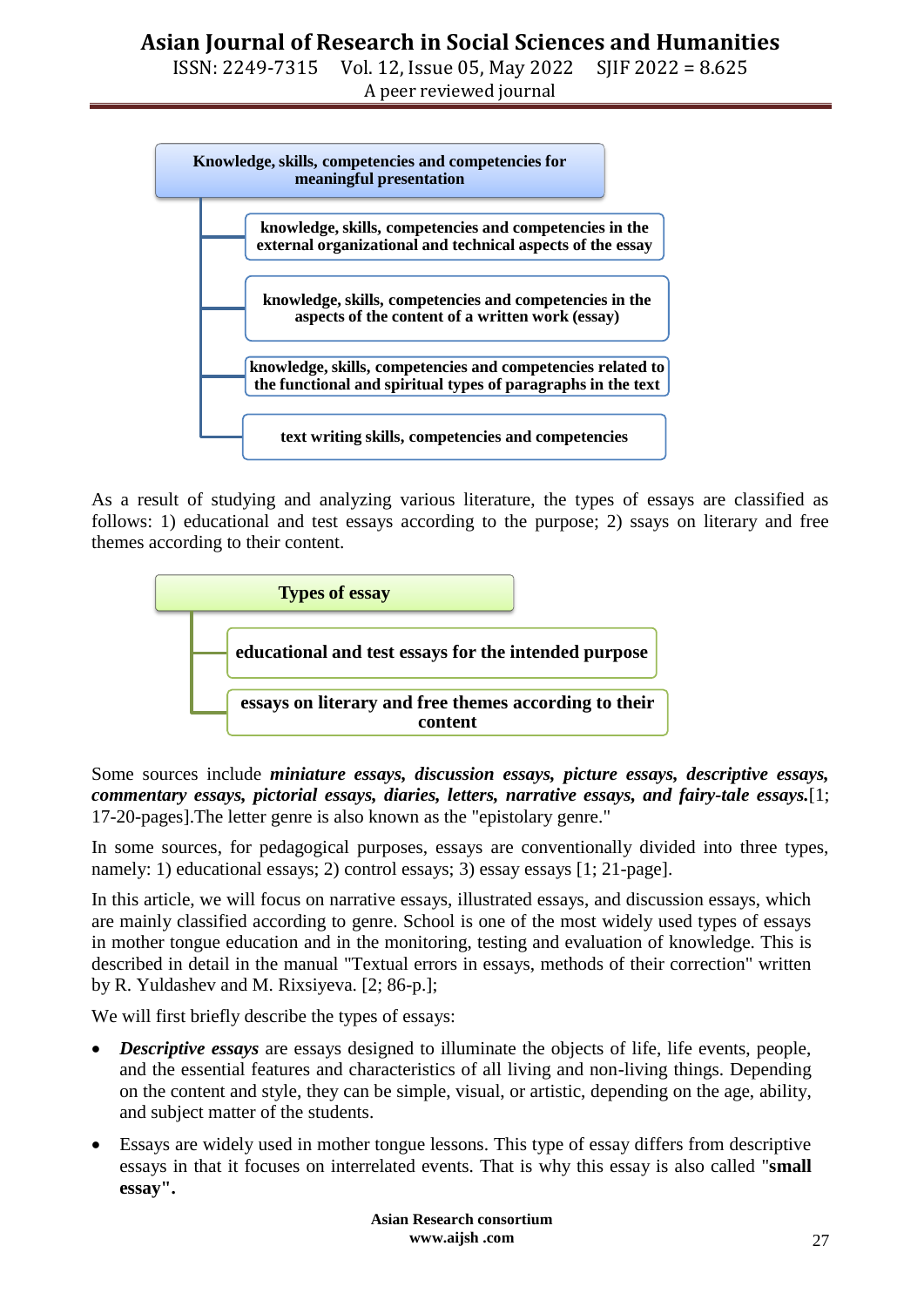**Knowledge, skills, competencies and competencies for meaningful presentation**

- **knowledge, skills, competencies and competencies in the external organizational and technical aspects of the essay**
- **knowledge, skills, competencies and competencies in the aspects of the content of a written work (essay)**
- **knowledge, skills, competencies and competencies related to the functional and spiritual types of paragraphs in the text**
- **text writing skills, competencies and competencies**

As a result of studying and analyzing various literature, the types of essays are classified as follows: 1) educational and test essays according to the purpose; 2) ssays on literary and free themes according to their content.

**Types of essay**

- **educational and test essays for the intended purpose**
- **essays on literary and free themes according to their content**

Some sources include ***miniature essays, discussion essays, picture essays, descriptive essays, commentary essays, pictorial essays, diaries, letters, narrative essays, and fairy-tale essays.***[1; 17-20-pages].The letter genre is also known as the "epistolary genre."

In some sources, for pedagogical purposes, essays are conventionally divided into three types, namely: 1) educational essays; 2) control essays; 3) essay essays [1; 21-page].

In this article, we will focus on narrative essays, illustrated essays, and discussion essays, which are mainly classified according to genre. School is one of the most widely used types of essays in mother tongue education and in the monitoring, testing and evaluation of knowledge. This is described in detail in the manual "Textual errors in essays, methods of their correction" written by R. Yuldashev and M. Rixsiyeva. [2; 86-p.];

We will first briefly describe the types of essays:

- ***Descriptive essays*** are essays designed to illuminate the objects of life, life events, people, and the essential features and characteristics of all living and non-living things. Depending on the content and style, they can be simple, visual, or artistic, depending on the age, ability, and subject matter of the students.
- Essays are widely used in mother tongue lessons. This type of essay differs from descriptive essays in that it focuses on interrelated events. That is why this essay is also called "**small essay".**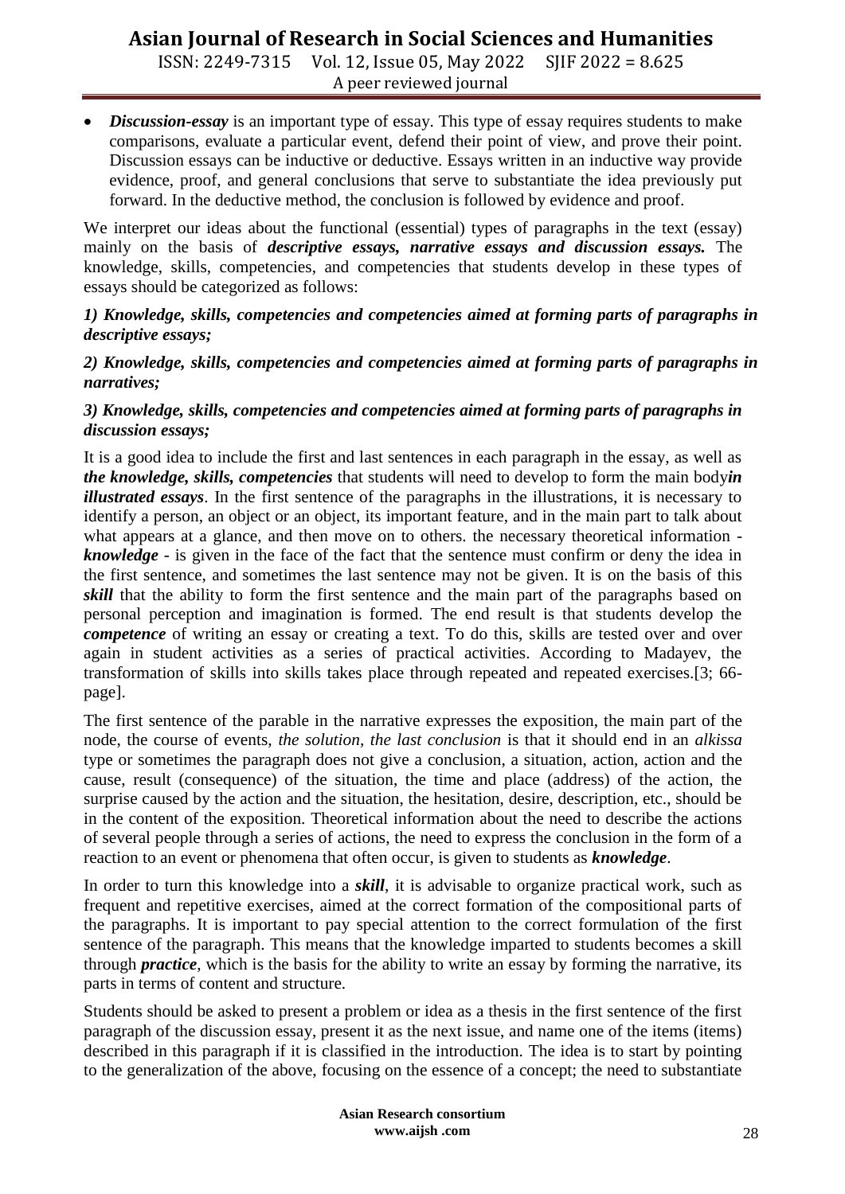- ***Discussion-essay*** is an important type of essay. This type of essay requires students to make comparisons, evaluate a particular event, defend their point of view, and prove their point. Discussion essays can be inductive or deductive. Essays written in an inductive way provide evidence, proof, and general conclusions that serve to substantiate the idea previously put forward. In the deductive method, the conclusion is followed by evidence and proof.

We interpret our ideas about the functional (essential) types of paragraphs in the text (essay) mainly on the basis of ***descriptive essays, narrative essays and discussion essays.*** The knowledge, skills, competencies, and competencies that students develop in these types of essays should be categorized as follows:

***1) Knowledge, skills, competencies and competencies aimed at forming parts of paragraphs in descriptive essays;***

***2) Knowledge, skills, competencies and competencies aimed at forming parts of paragraphs in narratives;***

***3) Knowledge, skills, competencies and competencies aimed at forming parts of paragraphs in discussion essays;***

It is a good idea to include the first and last sentences in each paragraph in the essay, as well as ***the knowledge, skills, competencies*** that students will need to develop to form the main body***in illustrated essays***. In the first sentence of the paragraphs in the illustrations, it is necessary to identify a person, an object or an object, its important feature, and in the main part to talk about what appears at a glance, and then move on to others. the necessary theoretical information - ***knowledge*** - is given in the face of the fact that the sentence must confirm or deny the idea in the first sentence, and sometimes the last sentence may not be given. It is on the basis of this ***skill*** that the ability to form the first sentence and the main part of the paragraphs based on personal perception and imagination is formed. The end result is that students develop the ***competence*** of writing an essay or creating a text. To do this, skills are tested over and over again in student activities as a series of practical activities. According to Madayev, the transformation of skills into skills takes place through repeated and repeated exercises.[3; 66-page].

The first sentence of the parable in the narrative expresses the exposition, the main part of the node, the course of events, *the solution, the last conclusion* is that it should end in an *alkissa* type or sometimes the paragraph does not give a conclusion, a situation, action, action and the cause, result (consequence) of the situation, the time and place (address) of the action, the surprise caused by the action and the situation, the hesitation, desire, description, etc., should be in the content of the exposition. Theoretical information about the need to describe the actions of several people through a series of actions, the need to express the conclusion in the form of a reaction to an event or phenomena that often occur, is given to students as ***knowledge***.

In order to turn this knowledge into a ***skill***, it is advisable to organize practical work, such as frequent and repetitive exercises, aimed at the correct formation of the compositional parts of the paragraphs. It is important to pay special attention to the correct formulation of the first sentence of the paragraph. This means that the knowledge imparted to students becomes a skill through ***practice***, which is the basis for the ability to write an essay by forming the narrative, its parts in terms of content and structure.

Students should be asked to present a problem or idea as a thesis in the first sentence of the first paragraph of the discussion essay, present it as the next issue, and name one of the items (items) described in this paragraph if it is classified in the introduction. The idea is to start by pointing to the generalization of the above, focusing on the essence of a concept; the need to substantiate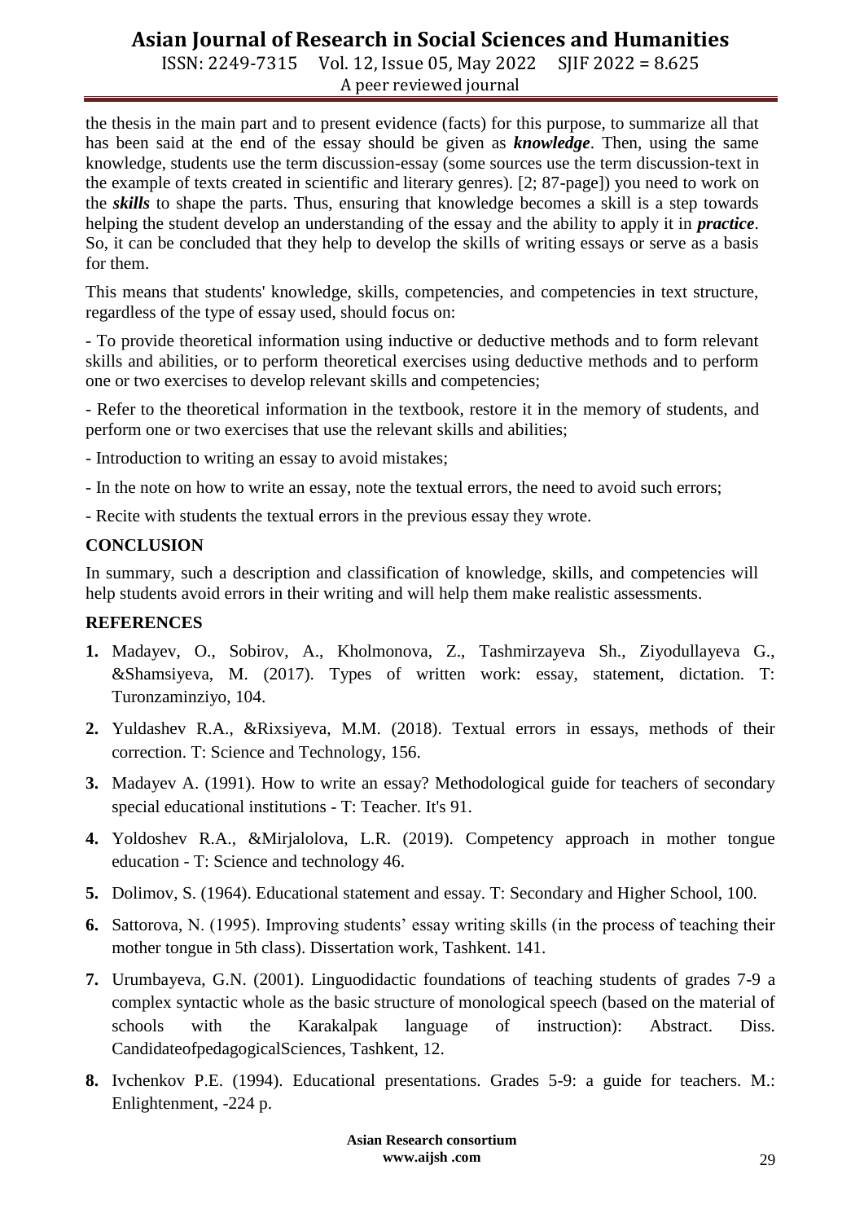the thesis in the main part and to present evidence (facts) for this purpose, to summarize all that has been said at the end of the essay should be given as ***knowledge***. Then, using the same knowledge, students use the term discussion-essay (some sources use the term discussion-text in the example of texts created in scientific and literary genres). [2; 87-page]) you need to work on the ***skills*** to shape the parts. Thus, ensuring that knowledge becomes a skill is a step towards helping the student develop an understanding of the essay and the ability to apply it in ***practice***. So, it can be concluded that they help to develop the skills of writing essays or serve as a basis for them.

This means that students' knowledge, skills, competencies, and competencies in text structure, regardless of the type of essay used, should focus on:

- To provide theoretical information using inductive or deductive methods and to form relevant skills and abilities, or to perform theoretical exercises using deductive methods and to perform one or two exercises to develop relevant skills and competencies;

- Refer to the theoretical information in the textbook, restore it in the memory of students, and perform one or two exercises that use the relevant skills and abilities;

- Introduction to writing an essay to avoid mistakes;

- In the note on how to write an essay, note the textual errors, the need to avoid such errors;

- Recite with students the textual errors in the previous essay they wrote.

## CONCLUSION

In summary, such a description and classification of knowledge, skills, and competencies will help students avoid errors in their writing and will help them make realistic assessments.

## REFERENCES

1. Madayev, O., Sobirov, A., Kholmonova, Z., Tashmirzayeva Sh., Ziyodullayeva G., &Shamsiyeva, M. (2017). Types of written work: essay, statement, dictation. T: Turonzaminziyo, 104.
2. Yuldashev R.A., &Rixsiyeva, M.M. (2018). Textual errors in essays, methods of their correction. T: Science and Technology, 156.
3. Madayev A. (1991). How to write an essay? Methodological guide for teachers of secondary special educational institutions - T: Teacher. It's 91.
4. Yoldoshev R.A., &Mirjalolova, L.R. (2019). Competency approach in mother tongue education - T: Science and technology 46.
5. Dolimov, S. (1964). Educational statement and essay. T: Secondary and Higher School, 100.
6. Sattorova, N. (1995). Improving students' essay writing skills (in the process of teaching their mother tongue in 5th class). Dissertation work, Tashkent. 141.
7. Urumbayeva, G.N. (2001). Linguodidactic foundations of teaching students of grades 7-9 a complex syntactic whole as the basic structure of monological speech (based on the material of schools with the Karakalpak language of instruction): Abstract. Diss. CandidateofpedagogicalSciences, Tashkent, 12.
8. Ivchenkov P.E. (1994). Educational presentations. Grades 5-9: a guide for teachers. M.: Enlightenment, -224 p.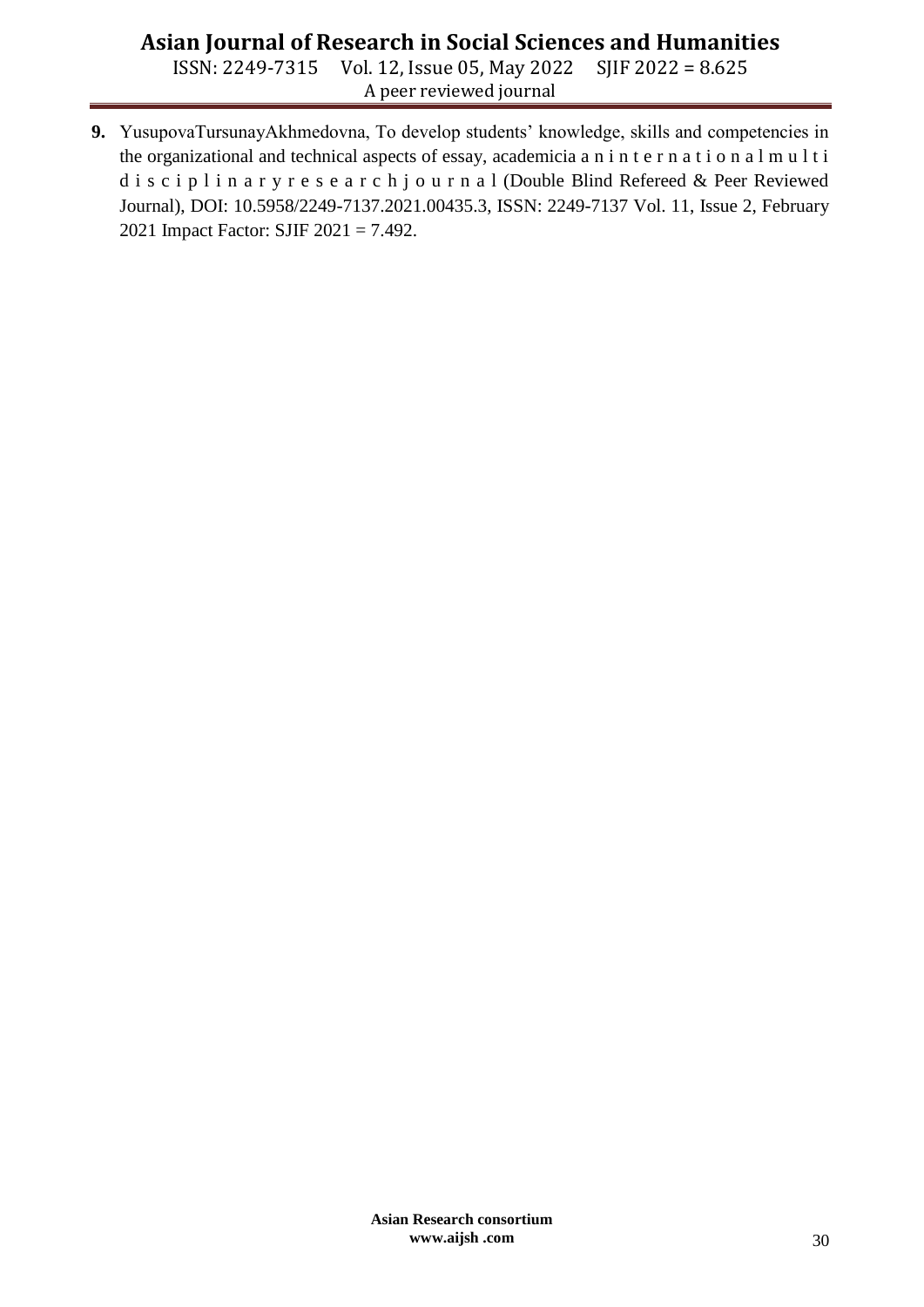**9.** YusupovaTursunayAkhmedovna, To develop students' knowledge, skills and competencies in the organizational and technical aspects of essay, academicia a n i n t e r n a t i o n a l m u l t i d i s c i p l i n a r y r e s e a r c h j o u r n a l (Double Blind Refereed & Peer Reviewed Journal), DOI: 10.5958/2249-7137.2021.00435.3, ISSN: 2249-7137 Vol. 11, Issue 2, February 2021 Impact Factor: SJIF 2021 = 7.492.